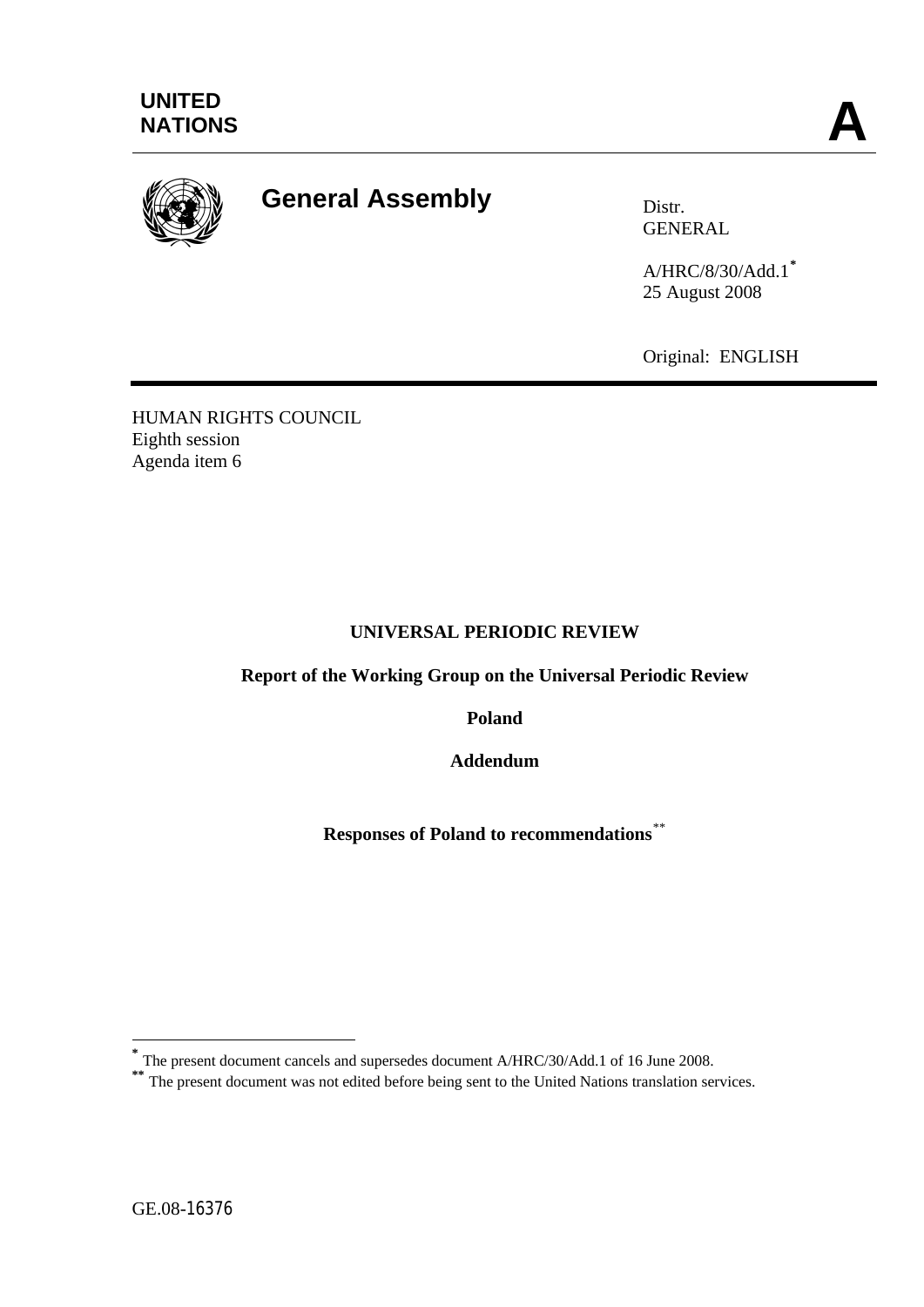UNITED NATIONS

A

# General Assembly

Distr.
GENERAL

A/HRC/8/30/Add.1*
25 August 2008

Original: ENGLISH

HUMAN RIGHTS COUNCIL
Eighth session
Agenda item 6

**UNIVERSAL PERIODIC REVIEW**

**Report of the Working Group on the Universal Periodic Review**

**Poland**

**Addendum**

**Responses of Poland to recommendations****

---

\* The present document cancels and supersedes document A/HRC/30/Add.1 of 16 June 2008.

\*\* The present document was not edited before being sent to the United Nations translation services.

GE.08-16376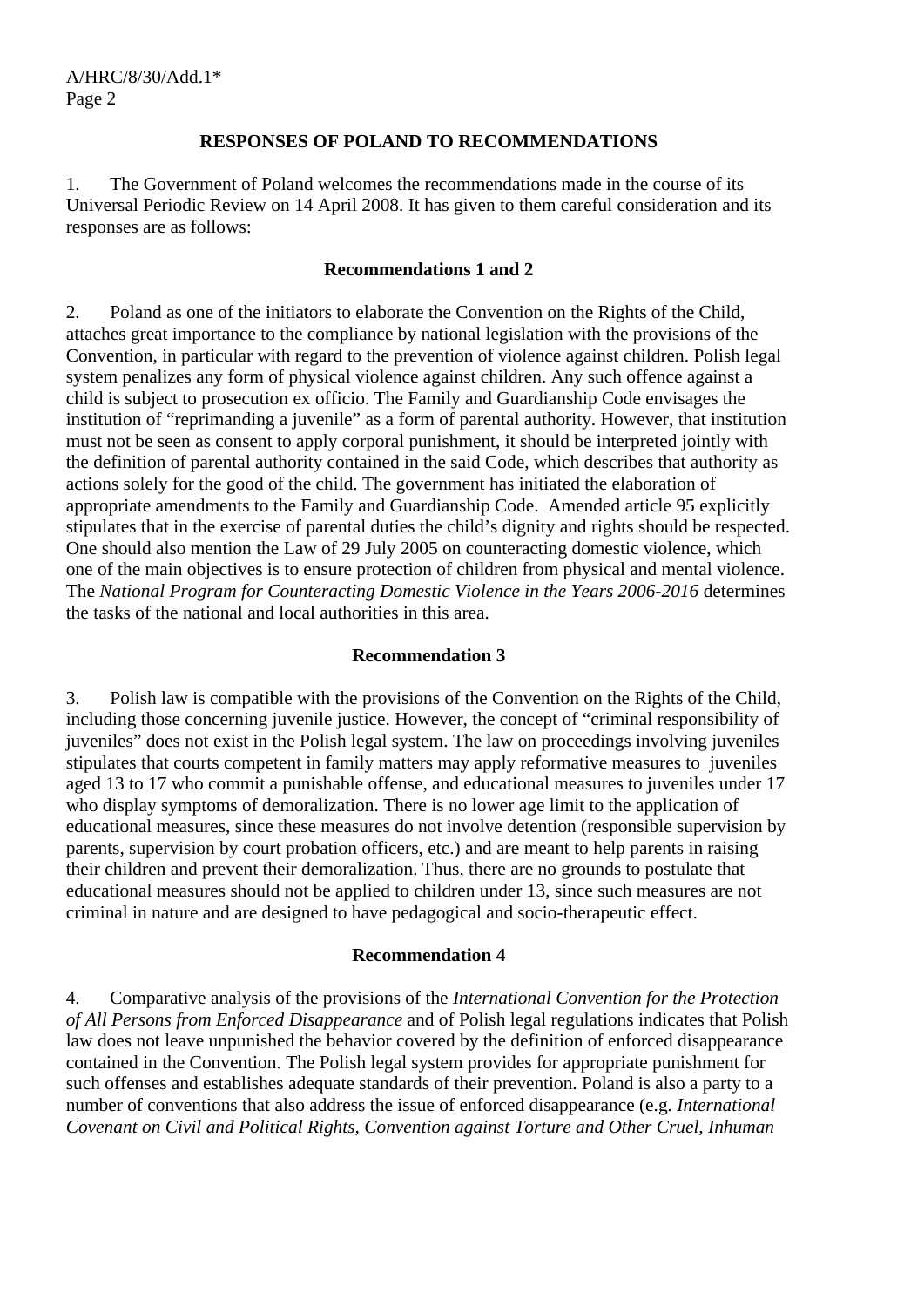## RESPONSES OF POLAND TO RECOMMENDATIONS

1. The Government of Poland welcomes the recommendations made in the course of its Universal Periodic Review on 14 April 2008. It has given to them careful consideration and its responses are as follows:

### Recommendations 1 and 2

2. Poland as one of the initiators to elaborate the Convention on the Rights of the Child, attaches great importance to the compliance by national legislation with the provisions of the Convention, in particular with regard to the prevention of violence against children. Polish legal system penalizes any form of physical violence against children. Any such offence against a child is subject to prosecution ex officio. The Family and Guardianship Code envisages the institution of "reprimanding a juvenile" as a form of parental authority. However, that institution must not be seen as consent to apply corporal punishment, it should be interpreted jointly with the definition of parental authority contained in the said Code, which describes that authority as actions solely for the good of the child. The government has initiated the elaboration of appropriate amendments to the Family and Guardianship Code. Amended article 95 explicitly stipulates that in the exercise of parental duties the child's dignity and rights should be respected. One should also mention the Law of 29 July 2005 on counteracting domestic violence, which one of the main objectives is to ensure protection of children from physical and mental violence. The *National Program for Counteracting Domestic Violence in the Years 2006-2016* determines the tasks of the national and local authorities in this area.

### Recommendation 3

3. Polish law is compatible with the provisions of the Convention on the Rights of the Child, including those concerning juvenile justice. However, the concept of "criminal responsibility of juveniles" does not exist in the Polish legal system. The law on proceedings involving juveniles stipulates that courts competent in family matters may apply reformative measures to juveniles aged 13 to 17 who commit a punishable offense, and educational measures to juveniles under 17 who display symptoms of demoralization. There is no lower age limit to the application of educational measures, since these measures do not involve detention (responsible supervision by parents, supervision by court probation officers, etc.) and are meant to help parents in raising their children and prevent their demoralization. Thus, there are no grounds to postulate that educational measures should not be applied to children under 13, since such measures are not criminal in nature and are designed to have pedagogical and socio-therapeutic effect.

### Recommendation 4

4. Comparative analysis of the provisions of the *International Convention for the Protection of All Persons from Enforced Disappearance* and of Polish legal regulations indicates that Polish law does not leave unpunished the behavior covered by the definition of enforced disappearance contained in the Convention. The Polish legal system provides for appropriate punishment for such offenses and establishes adequate standards of their prevention. Poland is also a party to a number of conventions that also address the issue of enforced disappearance (e.g. *International Covenant on Civil and Political Rights*, *Convention against Torture and Other Cruel, Inhuman*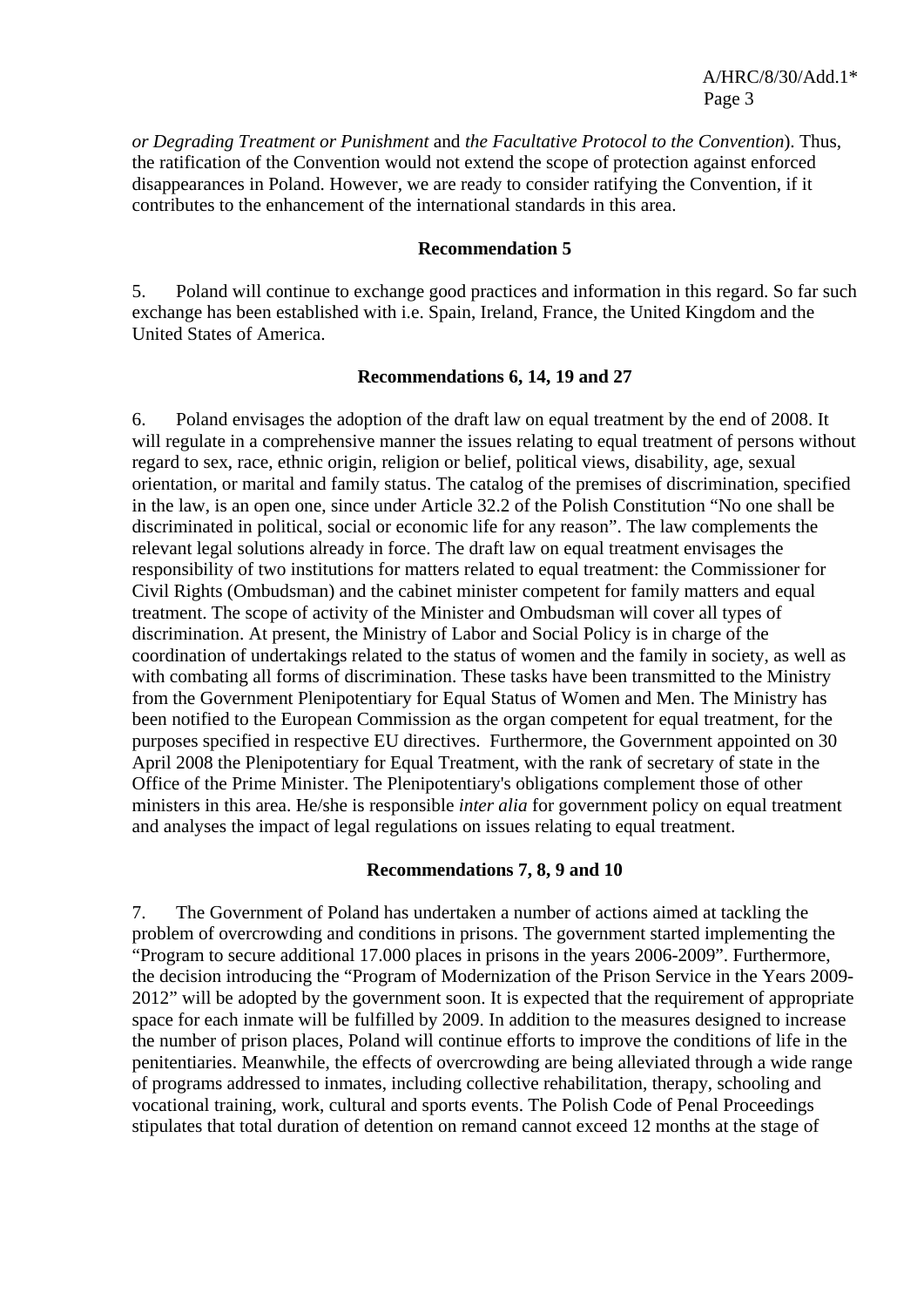*or Degrading Treatment or Punishment* and *the Facultative Protocol to the Convention*). Thus, the ratification of the Convention would not extend the scope of protection against enforced disappearances in Poland. However, we are ready to consider ratifying the Convention, if it contributes to the enhancement of the international standards in this area.

**Recommendation 5**

5. Poland will continue to exchange good practices and information in this regard. So far such exchange has been established with i.e. Spain, Ireland, France, the United Kingdom and the United States of America.

**Recommendations 6, 14, 19 and 27**

6. Poland envisages the adoption of the draft law on equal treatment by the end of 2008. It will regulate in a comprehensive manner the issues relating to equal treatment of persons without regard to sex, race, ethnic origin, religion or belief, political views, disability, age, sexual orientation, or marital and family status. The catalog of the premises of discrimination, specified in the law, is an open one, since under Article 32.2 of the Polish Constitution "No one shall be discriminated in political, social or economic life for any reason". The law complements the relevant legal solutions already in force. The draft law on equal treatment envisages the responsibility of two institutions for matters related to equal treatment: the Commissioner for Civil Rights (Ombudsman) and the cabinet minister competent for family matters and equal treatment. The scope of activity of the Minister and Ombudsman will cover all types of discrimination. At present, the Ministry of Labor and Social Policy is in charge of the coordination of undertakings related to the status of women and the family in society, as well as with combating all forms of discrimination. These tasks have been transmitted to the Ministry from the Government Plenipotentiary for Equal Status of Women and Men. The Ministry has been notified to the European Commission as the organ competent for equal treatment, for the purposes specified in respective EU directives. Furthermore, the Government appointed on 30 April 2008 the Plenipotentiary for Equal Treatment, with the rank of secretary of state in the Office of the Prime Minister. The Plenipotentiary's obligations complement those of other ministers in this area. He/she is responsible *inter alia* for government policy on equal treatment and analyses the impact of legal regulations on issues relating to equal treatment.

**Recommendations 7, 8, 9 and 10**

7. The Government of Poland has undertaken a number of actions aimed at tackling the problem of overcrowding and conditions in prisons. The government started implementing the "Program to secure additional 17.000 places in prisons in the years 2006-2009". Furthermore, the decision introducing the "Program of Modernization of the Prison Service in the Years 2009-2012" will be adopted by the government soon. It is expected that the requirement of appropriate space for each inmate will be fulfilled by 2009. In addition to the measures designed to increase the number of prison places, Poland will continue efforts to improve the conditions of life in the penitentiaries. Meanwhile, the effects of overcrowding are being alleviated through a wide range of programs addressed to inmates, including collective rehabilitation, therapy, schooling and vocational training, work, cultural and sports events. The Polish Code of Penal Proceedings stipulates that total duration of detention on remand cannot exceed 12 months at the stage of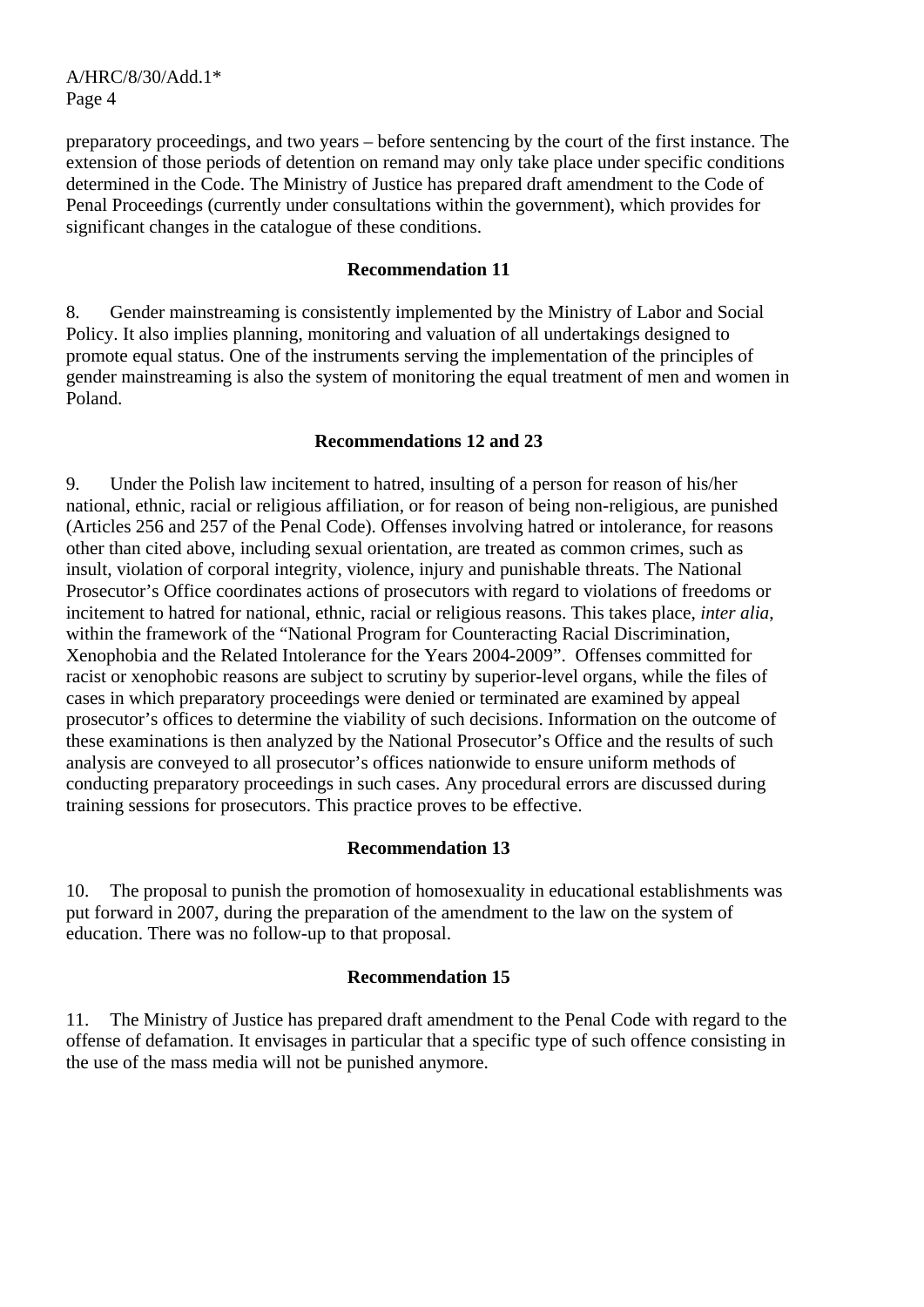preparatory proceedings, and two years – before sentencing by the court of the first instance. The extension of those periods of detention on remand may only take place under specific conditions determined in the Code. The Ministry of Justice has prepared draft amendment to the Code of Penal Proceedings (currently under consultations within the government), which provides for significant changes in the catalogue of these conditions.

**Recommendation 11**

8. Gender mainstreaming is consistently implemented by the Ministry of Labor and Social Policy. It also implies planning, monitoring and valuation of all undertakings designed to promote equal status. One of the instruments serving the implementation of the principles of gender mainstreaming is also the system of monitoring the equal treatment of men and women in Poland.

**Recommendations 12 and 23**

9. Under the Polish law incitement to hatred, insulting of a person for reason of his/her national, ethnic, racial or religious affiliation, or for reason of being non-religious, are punished (Articles 256 and 257 of the Penal Code). Offenses involving hatred or intolerance, for reasons other than cited above, including sexual orientation, are treated as common crimes, such as insult, violation of corporal integrity, violence, injury and punishable threats. The National Prosecutor's Office coordinates actions of prosecutors with regard to violations of freedoms or incitement to hatred for national, ethnic, racial or religious reasons. This takes place, *inter alia*, within the framework of the "National Program for Counteracting Racial Discrimination, Xenophobia and the Related Intolerance for the Years 2004-2009". Offenses committed for racist or xenophobic reasons are subject to scrutiny by superior-level organs, while the files of cases in which preparatory proceedings were denied or terminated are examined by appeal prosecutor's offices to determine the viability of such decisions. Information on the outcome of these examinations is then analyzed by the National Prosecutor's Office and the results of such analysis are conveyed to all prosecutor's offices nationwide to ensure uniform methods of conducting preparatory proceedings in such cases. Any procedural errors are discussed during training sessions for prosecutors. This practice proves to be effective.

**Recommendation 13**

10. The proposal to punish the promotion of homosexuality in educational establishments was put forward in 2007, during the preparation of the amendment to the law on the system of education. There was no follow-up to that proposal.

**Recommendation 15**

11. The Ministry of Justice has prepared draft amendment to the Penal Code with regard to the offense of defamation. It envisages in particular that a specific type of such offence consisting in the use of the mass media will not be punished anymore.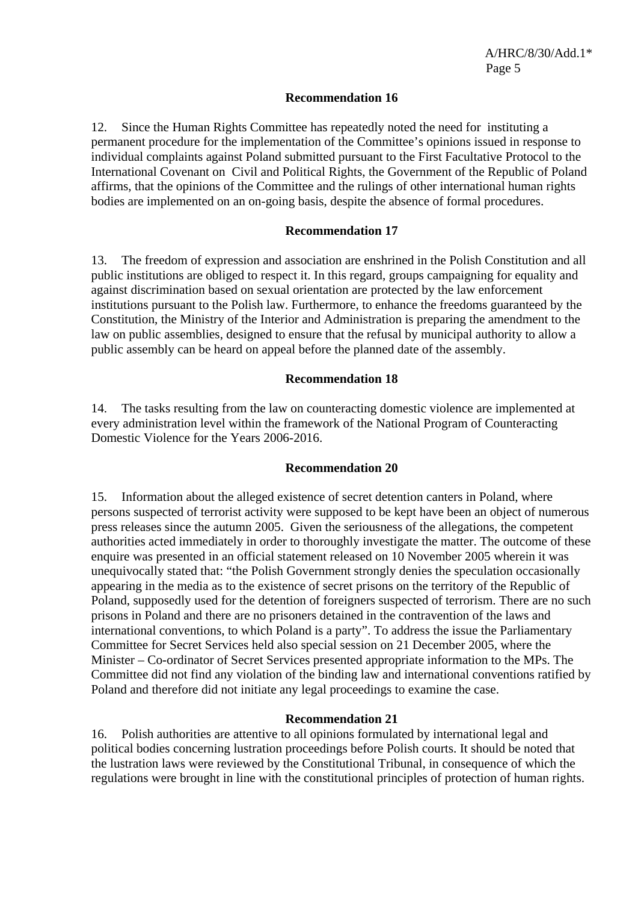**Recommendation 16**

12. Since the Human Rights Committee has repeatedly noted the need for instituting a permanent procedure for the implementation of the Committee's opinions issued in response to individual complaints against Poland submitted pursuant to the First Facultative Protocol to the International Covenant on Civil and Political Rights, the Government of the Republic of Poland affirms, that the opinions of the Committee and the rulings of other international human rights bodies are implemented on an on-going basis, despite the absence of formal procedures.

**Recommendation 17**

13. The freedom of expression and association are enshrined in the Polish Constitution and all public institutions are obliged to respect it. In this regard, groups campaigning for equality and against discrimination based on sexual orientation are protected by the law enforcement institutions pursuant to the Polish law. Furthermore, to enhance the freedoms guaranteed by the Constitution, the Ministry of the Interior and Administration is preparing the amendment to the law on public assemblies, designed to ensure that the refusal by municipal authority to allow a public assembly can be heard on appeal before the planned date of the assembly.

**Recommendation 18**

14. The tasks resulting from the law on counteracting domestic violence are implemented at every administration level within the framework of the National Program of Counteracting Domestic Violence for the Years 2006-2016.

**Recommendation 20**

15. Information about the alleged existence of secret detention canters in Poland, where persons suspected of terrorist activity were supposed to be kept have been an object of numerous press releases since the autumn 2005. Given the seriousness of the allegations, the competent authorities acted immediately in order to thoroughly investigate the matter. The outcome of these enquire was presented in an official statement released on 10 November 2005 wherein it was unequivocally stated that: "the Polish Government strongly denies the speculation occasionally appearing in the media as to the existence of secret prisons on the territory of the Republic of Poland, supposedly used for the detention of foreigners suspected of terrorism. There are no such prisons in Poland and there are no prisoners detained in the contravention of the laws and international conventions, to which Poland is a party". To address the issue the Parliamentary Committee for Secret Services held also special session on 21 December 2005, where the Minister – Co-ordinator of Secret Services presented appropriate information to the MPs. The Committee did not find any violation of the binding law and international conventions ratified by Poland and therefore did not initiate any legal proceedings to examine the case.

**Recommendation 21**

16. Polish authorities are attentive to all opinions formulated by international legal and political bodies concerning lustration proceedings before Polish courts. It should be noted that the lustration laws were reviewed by the Constitutional Tribunal, in consequence of which the regulations were brought in line with the constitutional principles of protection of human rights.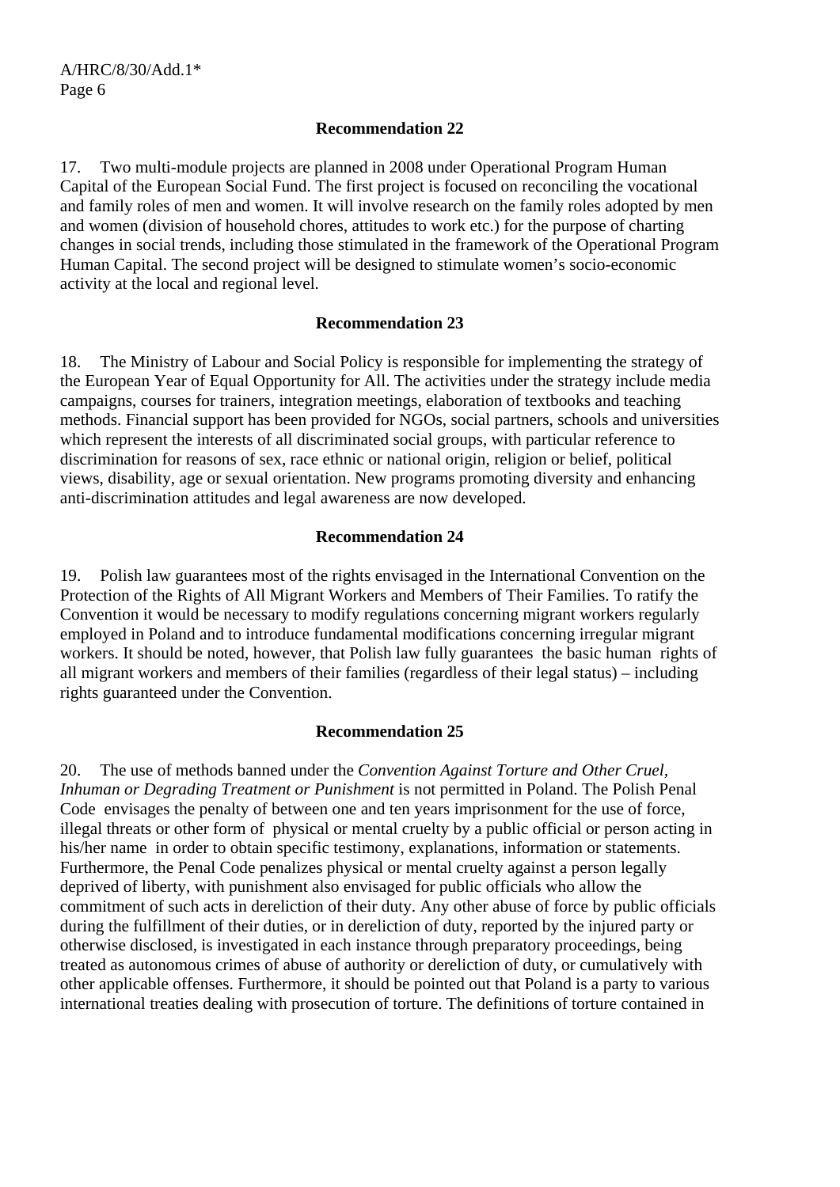**Recommendation 22**

17. Two multi-module projects are planned in 2008 under Operational Program Human Capital of the European Social Fund. The first project is focused on reconciling the vocational and family roles of men and women. It will involve research on the family roles adopted by men and women (division of household chores, attitudes to work etc.) for the purpose of charting changes in social trends, including those stimulated in the framework of the Operational Program Human Capital. The second project will be designed to stimulate women's socio-economic activity at the local and regional level.

**Recommendation 23**

18. The Ministry of Labour and Social Policy is responsible for implementing the strategy of the European Year of Equal Opportunity for All. The activities under the strategy include media campaigns, courses for trainers, integration meetings, elaboration of textbooks and teaching methods. Financial support has been provided for NGOs, social partners, schools and universities which represent the interests of all discriminated social groups, with particular reference to discrimination for reasons of sex, race ethnic or national origin, religion or belief, political views, disability, age or sexual orientation. New programs promoting diversity and enhancing anti-discrimination attitudes and legal awareness are now developed.

**Recommendation 24**

19. Polish law guarantees most of the rights envisaged in the International Convention on the Protection of the Rights of All Migrant Workers and Members of Their Families. To ratify the Convention it would be necessary to modify regulations concerning migrant workers regularly employed in Poland and to introduce fundamental modifications concerning irregular migrant workers. It should be noted, however, that Polish law fully guarantees the basic human rights of all migrant workers and members of their families (regardless of their legal status) – including rights guaranteed under the Convention.

**Recommendation 25**

20. The use of methods banned under the *Convention Against Torture and Other Cruel, Inhuman or Degrading Treatment or Punishment* is not permitted in Poland. The Polish Penal Code envisages the penalty of between one and ten years imprisonment for the use of force, illegal threats or other form of physical or mental cruelty by a public official or person acting in his/her name in order to obtain specific testimony, explanations, information or statements. Furthermore, the Penal Code penalizes physical or mental cruelty against a person legally deprived of liberty, with punishment also envisaged for public officials who allow the commitment of such acts in dereliction of their duty. Any other abuse of force by public officials during the fulfillment of their duties, or in dereliction of duty, reported by the injured party or otherwise disclosed, is investigated in each instance through preparatory proceedings, being treated as autonomous crimes of abuse of authority or dereliction of duty, or cumulatively with other applicable offenses. Furthermore, it should be pointed out that Poland is a party to various international treaties dealing with prosecution of torture. The definitions of torture contained in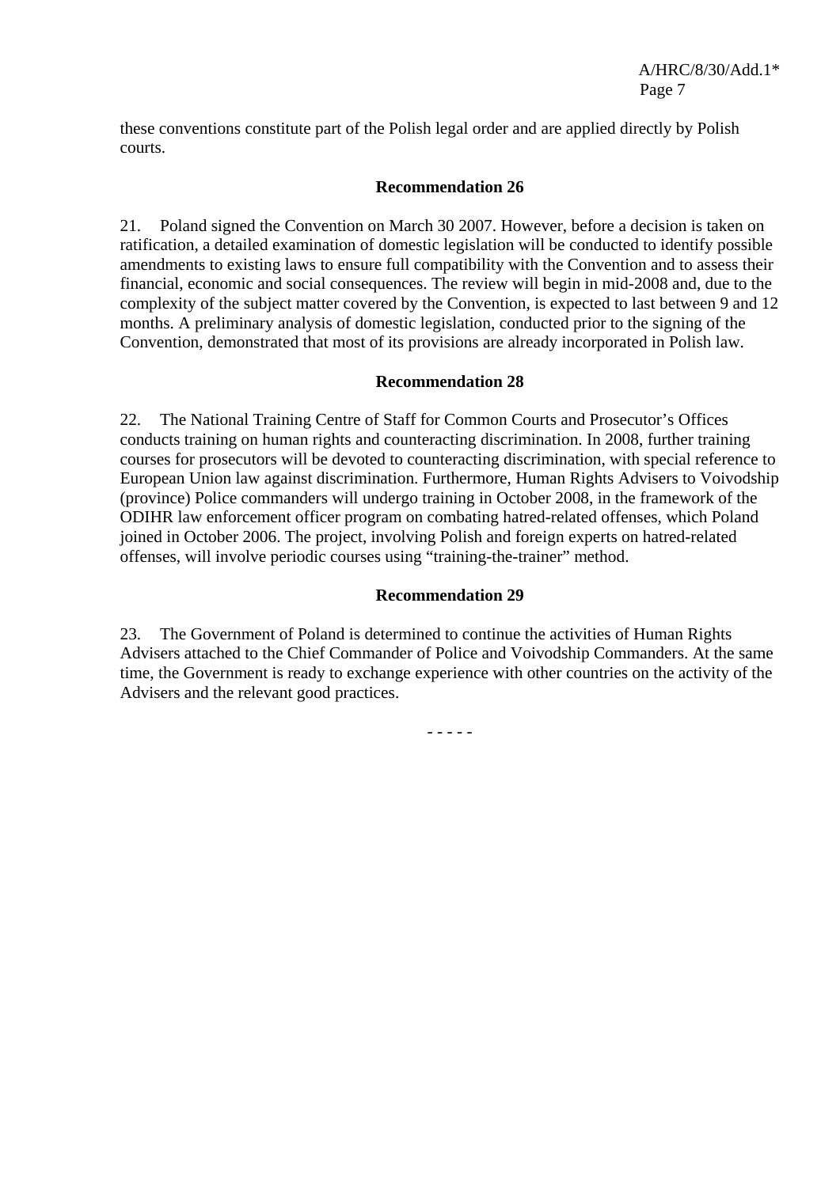these conventions constitute part of the Polish legal order and are applied directly by Polish courts.

**Recommendation 26**

21. Poland signed the Convention on March 30 2007. However, before a decision is taken on ratification, a detailed examination of domestic legislation will be conducted to identify possible amendments to existing laws to ensure full compatibility with the Convention and to assess their financial, economic and social consequences. The review will begin in mid-2008 and, due to the complexity of the subject matter covered by the Convention, is expected to last between 9 and 12 months. A preliminary analysis of domestic legislation, conducted prior to the signing of the Convention, demonstrated that most of its provisions are already incorporated in Polish law.

**Recommendation 28**

22. The National Training Centre of Staff for Common Courts and Prosecutor's Offices conducts training on human rights and counteracting discrimination. In 2008, further training courses for prosecutors will be devoted to counteracting discrimination, with special reference to European Union law against discrimination. Furthermore, Human Rights Advisers to Voivodship (province) Police commanders will undergo training in October 2008, in the framework of the ODIHR law enforcement officer program on combating hatred-related offenses, which Poland joined in October 2006. The project, involving Polish and foreign experts on hatred-related offenses, will involve periodic courses using "training-the-trainer" method.

**Recommendation 29**

23. The Government of Poland is determined to continue the activities of Human Rights Advisers attached to the Chief Commander of Police and Voivodship Commanders. At the same time, the Government is ready to exchange experience with other countries on the activity of the Advisers and the relevant good practices.

- - - - -